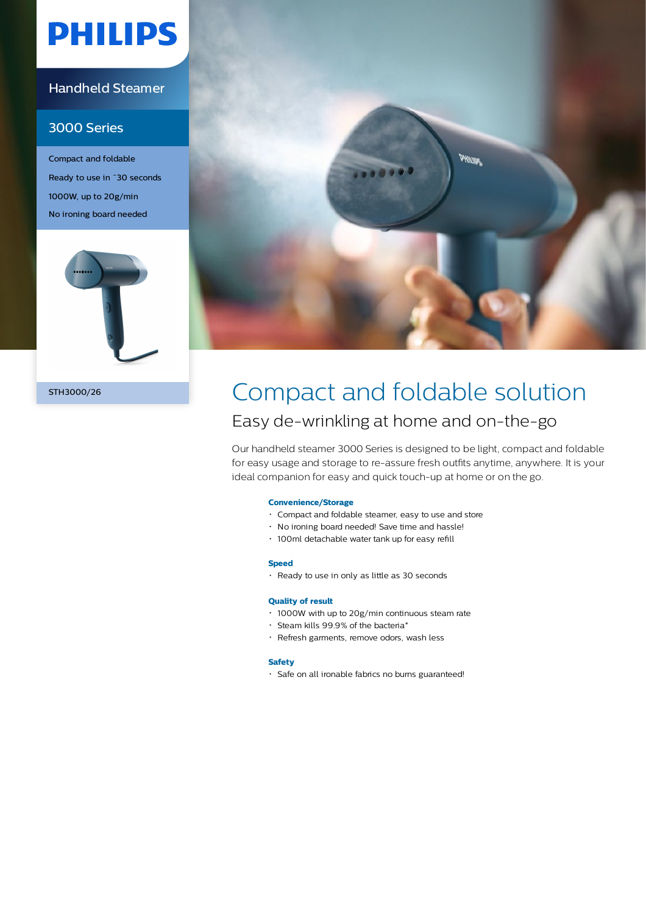# PHILIPS

Handheld Steamer

3000 Series

Compact and foldable

Ready to use in ˜30 seconds

1000W, up to 20g/min

No ironing board needed

STH3000/26

## Compact and foldable solution

### Easy de-wrinkling at home and on-the-go

Our handheld steamer 3000 Series is designed to be light, compact and foldable for easy usage and storage to re-assure fresh outfits anytime, anywhere. It is your ideal companion for easy and quick touch-up at home or on the go.

**Convenience/Storage**

- Compact and foldable steamer, easy to use and store
- No ironing board needed! Save time and hassle!
- 100ml detachable water tank up for easy refill

**Speed**

- Ready to use in only as little as 30 seconds

**Quality of result**

- 1000W with up to 20g/min continuous steam rate
- Steam kills 99.9% of the bacteria*
- Refresh garments, remove odors, wash less

**Safety**

- Safe on all ironable fabrics no burns guaranteed!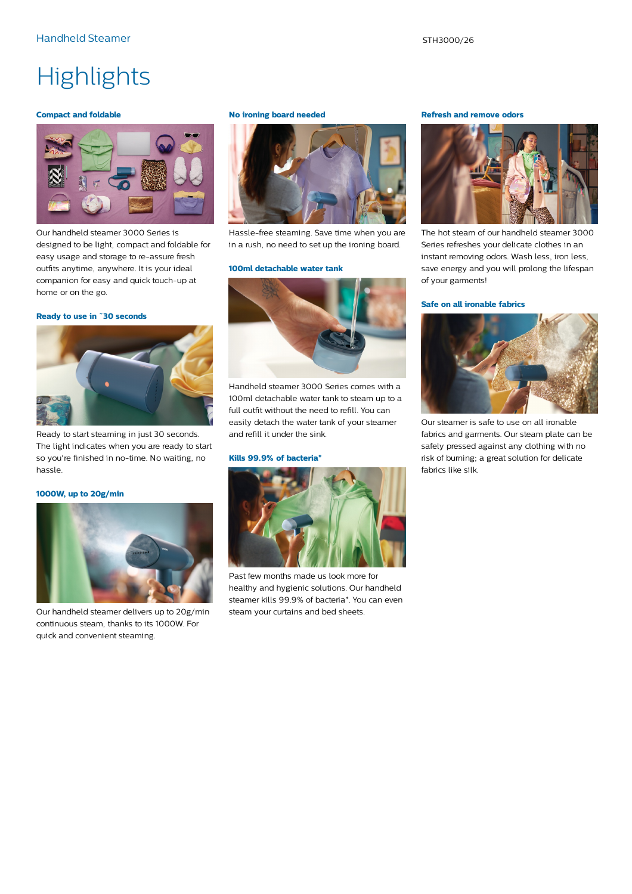# Highlights

### Compact and foldable

Our handheld steamer 3000 Series is designed to be light, compact and foldable for easy usage and storage to re-assure fresh outfits anytime, anywhere. It is your ideal companion for easy and quick touch-up at home or on the go.

### Ready to use in ~30 seconds

Ready to start steaming in just 30 seconds. The light indicates when you are ready to start so you're finished in no-time. No waiting, no hassle.

### 1000W, up to 20g/min

Our handheld steamer delivers up to 20g/min continuous steam, thanks to its 1000W. For quick and convenient steaming.

### No ironing board needed

Hassle-free steaming. Save time when you are in a rush, no need to set up the ironing board.

### 100ml detachable water tank

Handheld steamer 3000 Series comes with a 100ml detachable water tank to steam up to a full outfit without the need to refill. You can easily detach the water tank of your steamer and refill it under the sink.

### Kills 99.9% of bacteria*

Past few months made us look more for healthy and hygienic solutions. Our handheld steamer kills 99.9% of bacteria*. You can even steam your curtains and bed sheets.

### Refresh and remove odors

The hot steam of our handheld steamer 3000 Series refreshes your delicate clothes in an instant removing odors. Wash less, iron less, save energy and you will prolong the lifespan of your garments!

### Safe on all ironable fabrics

Our steamer is safe to use on all ironable fabrics and garments. Our steam plate can be safely pressed against any clothing with no risk of burning; a great solution for delicate fabrics like silk.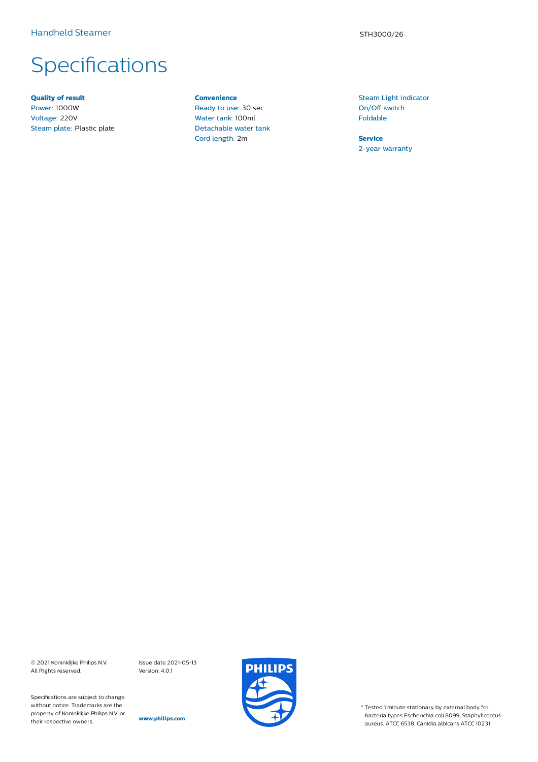# Specifications

### Quality of result

- Power: 1000W
- Voltage: 220V
- Steam plate: Plastic plate

### Convenience

- Ready to use: 30 sec
- Water tank: 100ml
- Detachable water tank
- Cord length: 2m
- Steam Light indicator
- On/Off switch
- Foldable

### Service

- 2-year warranty

© 2021 Koninklijke Philips N.V.
All Rights reserved.

Issue date 2021-05-13
Version: 4.0.1

Specifications are subject to change without notice. Trademarks are the property of Koninklijke Philips N.V. or their respective owners.

www.philips.com

\* Tested 1 minute stationary by external body for bacteria types Escherichia coli 8099, Staphylicoccus aureus. ATCC 6538, Canidia albicans ATCC 10231.